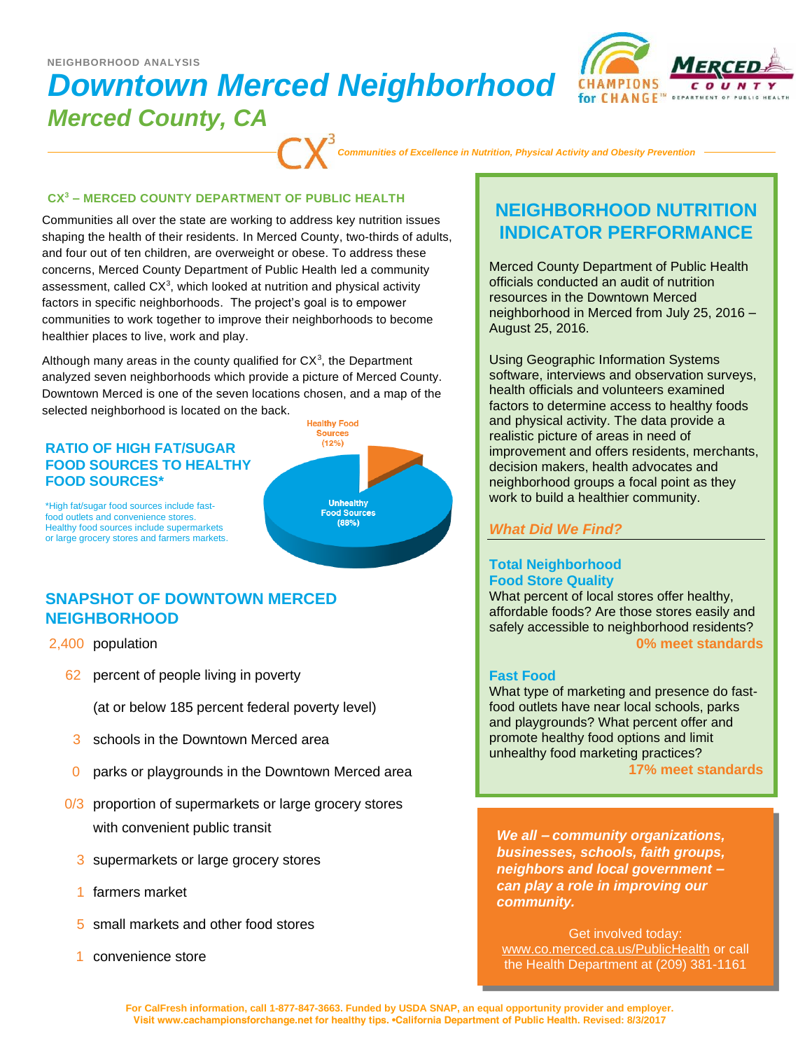NEIGHBORHOOD ANALYSIS

# Downtown Merced Neighborhood

## Merced County, CA

CX[3] *Communities of Excellence in Nutrition, Physical Activity and Obesity Prevention*

### CX[3] – MERCED COUNTY DEPARTMENT OF PUBLIC HEALTH

Communities all over the state are working to address key nutrition issues shaping the health of their residents. In Merced County, two-thirds of adults, and four out of ten children, are overweight or obese. To address these concerns, Merced County Department of Public Health led a community assessment, called CX[3], which looked at nutrition and physical activity factors in specific neighborhoods. The project's goal is to empower communities to work together to improve their neighborhoods to become healthier places to live, work and play.

Although many areas in the county qualified for CX[3], the Department analyzed seven neighborhoods which provide a picture of Merced County. Downtown Merced is one of the seven locations chosen, and a map of the selected neighborhood is located on the back.

### RATIO OF HIGH FAT/SUGAR FOOD SOURCES TO HEALTHY FOOD SOURCES*

*High fat/sugar food sources include fast-food outlets and convenience stores. Healthy food sources include supermarkets or large grocery stores and farmers markets.

Healthy Food Sources (12%)

Unhealthy Food Sources (88%)

### SNAPSHOT OF DOWNTOWN MERCED NEIGHBORHOOD

- 2,400 population
- 62 percent of people living in poverty (at or below 185 percent federal poverty level)
- 3 schools in the Downtown Merced area
- 0 parks or playgrounds in the Downtown Merced area
- 0/3 proportion of supermarkets or large grocery stores with convenient public transit
- 3 supermarkets or large grocery stores
- 1 farmers market
- 5 small markets and other food stores
- 1 convenience store

## NEIGHBORHOOD NUTRITION INDICATOR PERFORMANCE

Merced County Department of Public Health officials conducted an audit of nutrition resources in the Downtown Merced neighborhood in Merced from July 25, 2016 – August 25, 2016.

Using Geographic Information Systems software, interviews and observation surveys, health officials and volunteers examined factors to determine access to healthy foods and physical activity. The data provide a realistic picture of areas in need of improvement and offers residents, merchants, decision makers, health advocates and neighborhood groups a focal point as they work to build a healthier community.

### *What Did We Find?*

**Total Neighborhood Food Store Quality**

What percent of local stores offer healthy, affordable foods? Are those stores easily and safely accessible to neighborhood residents?

**0% meet standards**

**Fast Food**

What type of marketing and presence do fast-food outlets have near local schools, parks and playgrounds? What percent offer and promote healthy food options and limit unhealthy food marketing practices?

**17% meet standards**

***We all – community organizations, businesses, schools, faith groups, neighbors and local government – can play a role in improving our community.***

Get involved today: www.co.merced.ca.us/PublicHealth or call the Health Department at (209) 381-1161

**For CalFresh information, call 1-877-847-3663. Funded by USDA SNAP, an equal opportunity provider and employer. Visit www.cachampionsforchange.net for healthy tips. •California Department of Public Health. Revised: 8/3/2017**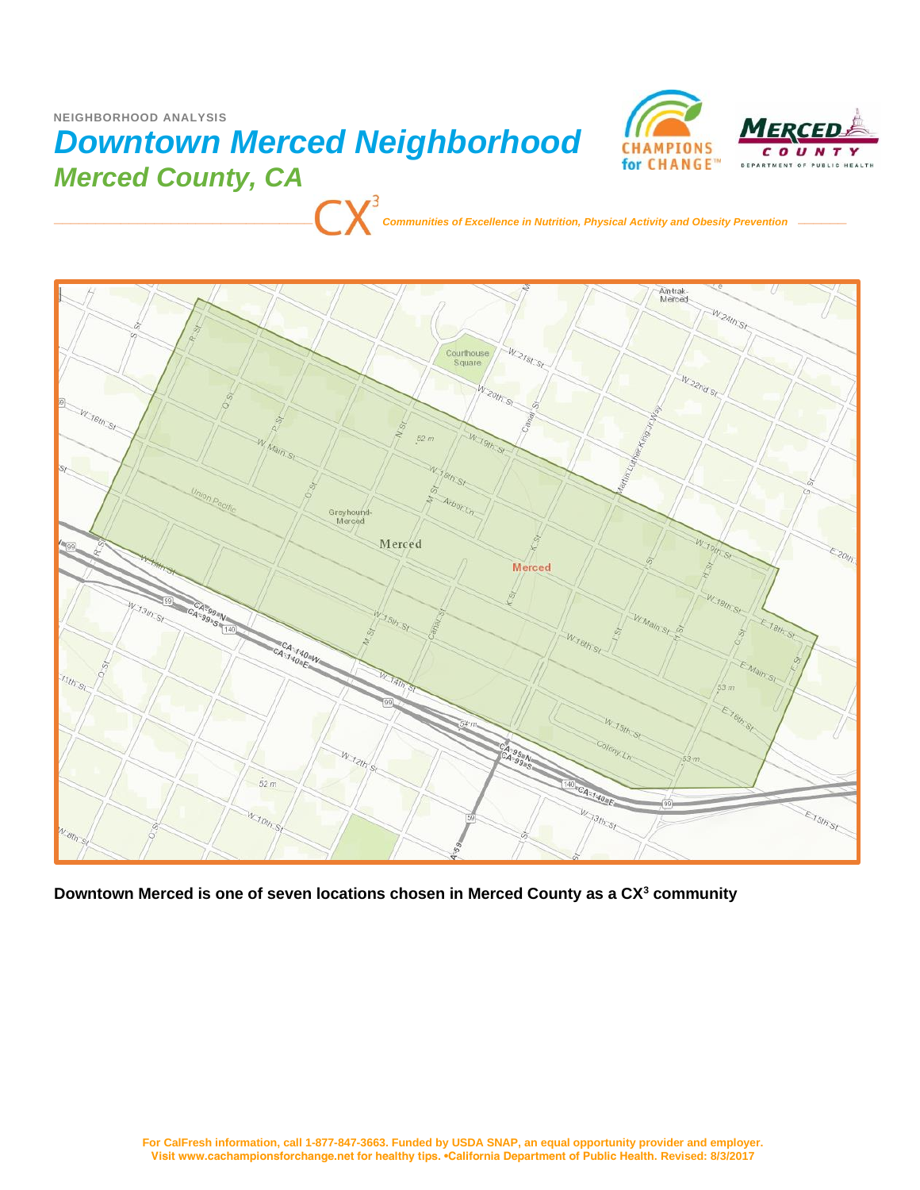NEIGHBORHOOD ANALYSIS

# Downtown Merced Neighborhood

## Merced County, CA

CX[3] *Communities of Excellence in Nutrition, Physical Activity and Obesity Prevention*

**Downtown Merced is one of seven locations chosen in Merced County as a CX[3] community**

For CalFresh information, call 1-877-847-3663. Funded by USDA SNAP, an equal opportunity provider and employer.
Visit www.cachampionsforchange.net for healthy tips. •California Department of Public Health. Revised: 8/3/2017